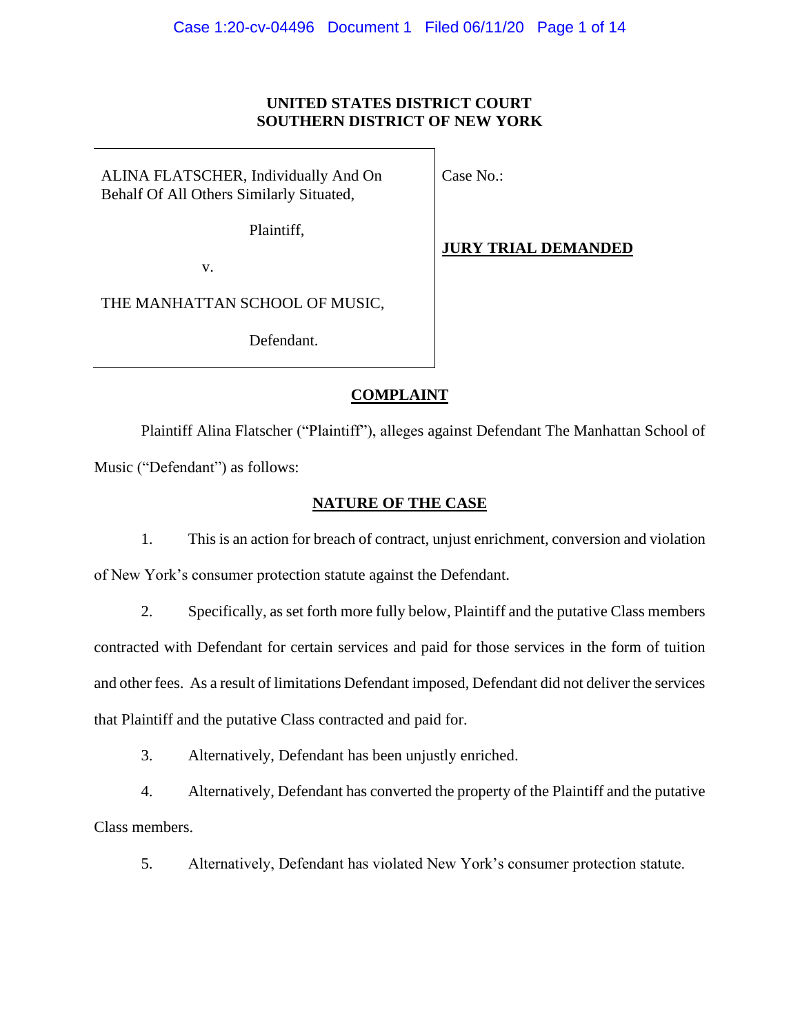**UNITED STATES DISTRICT COURT**
**SOUTHERN DISTRICT OF NEW YORK**

| | |
|---|---|
| ALINA FLATSCHER, Individually And On Behalf Of All Others Similarly Situated,<br><br>Plaintiff,<br><br>v.<br><br>THE MANHATTAN SCHOOL OF MUSIC,<br><br>Defendant. | Case No.:<br><br>**JURY TRIAL DEMANDED** |

## COMPLAINT

Plaintiff Alina Flatscher ("Plaintiff"), alleges against Defendant The Manhattan School of Music ("Defendant") as follows:

## NATURE OF THE CASE

1. This is an action for breach of contract, unjust enrichment, conversion and violation of New York's consumer protection statute against the Defendant.

2. Specifically, as set forth more fully below, Plaintiff and the putative Class members contracted with Defendant for certain services and paid for those services in the form of tuition and other fees. As a result of limitations Defendant imposed, Defendant did not deliver the services that Plaintiff and the putative Class contracted and paid for.

3. Alternatively, Defendant has been unjustly enriched.

4. Alternatively, Defendant has converted the property of the Plaintiff and the putative Class members.

5. Alternatively, Defendant has violated New York's consumer protection statute.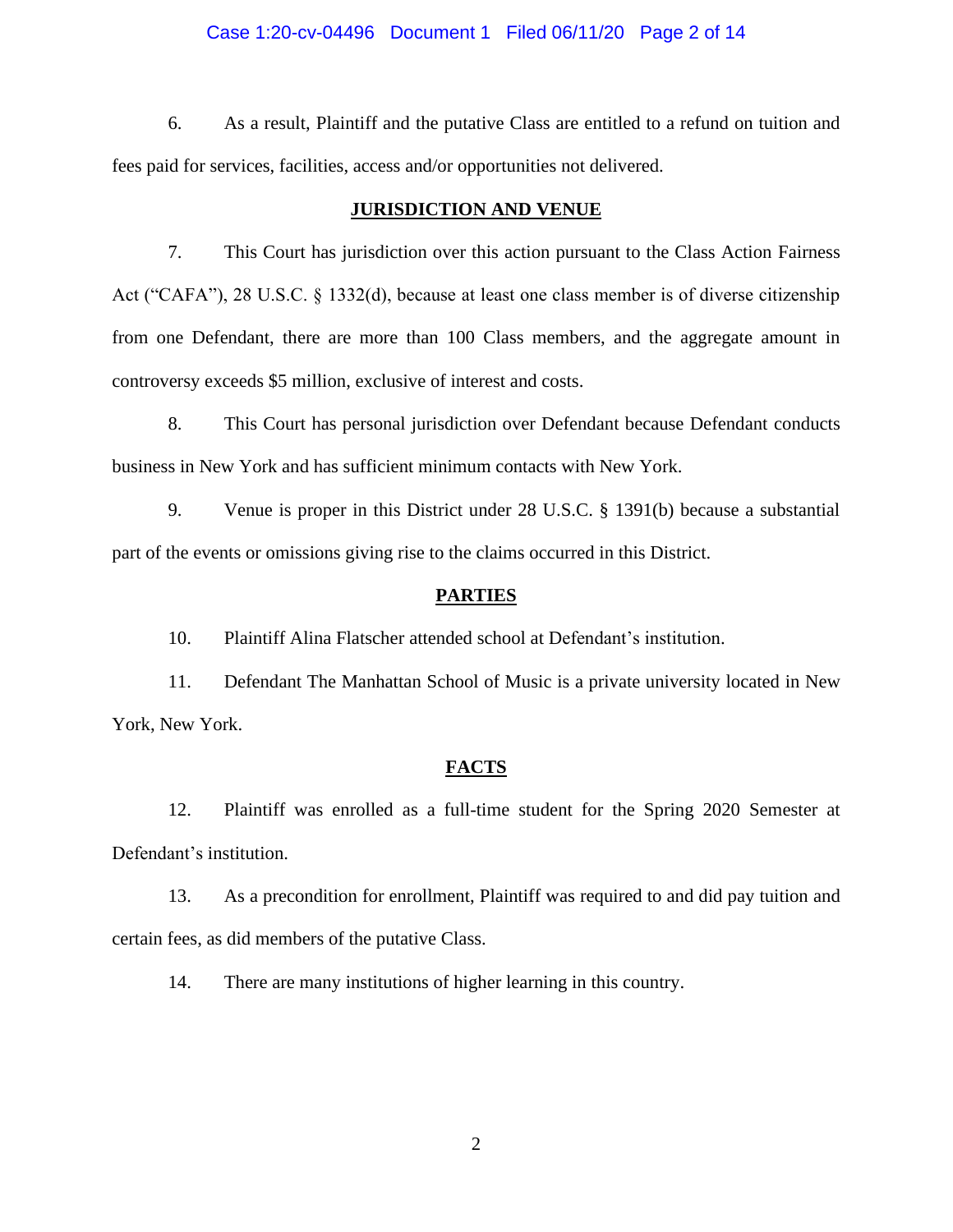6. As a result, Plaintiff and the putative Class are entitled to a refund on tuition and fees paid for services, facilities, access and/or opportunities not delivered.

## JURISDICTION AND VENUE

7. This Court has jurisdiction over this action pursuant to the Class Action Fairness Act ("CAFA"), 28 U.S.C. § 1332(d), because at least one class member is of diverse citizenship from one Defendant, there are more than 100 Class members, and the aggregate amount in controversy exceeds $5 million, exclusive of interest and costs.

8. This Court has personal jurisdiction over Defendant because Defendant conducts business in New York and has sufficient minimum contacts with New York.

9. Venue is proper in this District under 28 U.S.C. § 1391(b) because a substantial part of the events or omissions giving rise to the claims occurred in this District.

## PARTIES

10. Plaintiff Alina Flatscher attended school at Defendant's institution.

11. Defendant The Manhattan School of Music is a private university located in New York, New York.

## FACTS

12. Plaintiff was enrolled as a full-time student for the Spring 2020 Semester at Defendant's institution.

13. As a precondition for enrollment, Plaintiff was required to and did pay tuition and certain fees, as did members of the putative Class.

14. There are many institutions of higher learning in this country.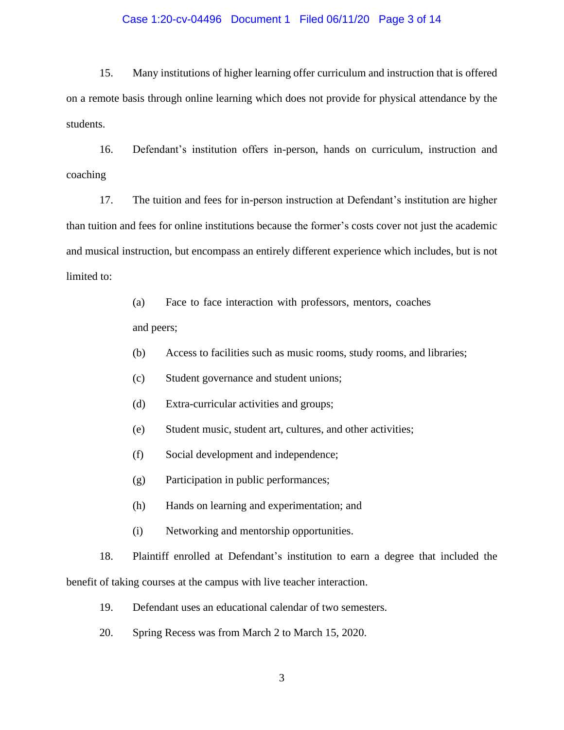15. Many institutions of higher learning offer curriculum and instruction that is offered on a remote basis through online learning which does not provide for physical attendance by the students.

16. Defendant's institution offers in-person, hands on curriculum, instruction and coaching

17. The tuition and fees for in-person instruction at Defendant's institution are higher than tuition and fees for online institutions because the former's costs cover not just the academic and musical instruction, but encompass an entirely different experience which includes, but is not limited to:

> (a) Face to face interaction with professors, mentors, coaches and peers;
>
> (b) Access to facilities such as music rooms, study rooms, and libraries;
>
> (c) Student governance and student unions;
>
> (d) Extra-curricular activities and groups;
>
> (e) Student music, student art, cultures, and other activities;
>
> (f) Social development and independence;
>
> (g) Participation in public performances;
>
> (h) Hands on learning and experimentation; and
>
> (i) Networking and mentorship opportunities.

18. Plaintiff enrolled at Defendant's institution to earn a degree that included the benefit of taking courses at the campus with live teacher interaction.

19. Defendant uses an educational calendar of two semesters.

20. Spring Recess was from March 2 to March 15, 2020.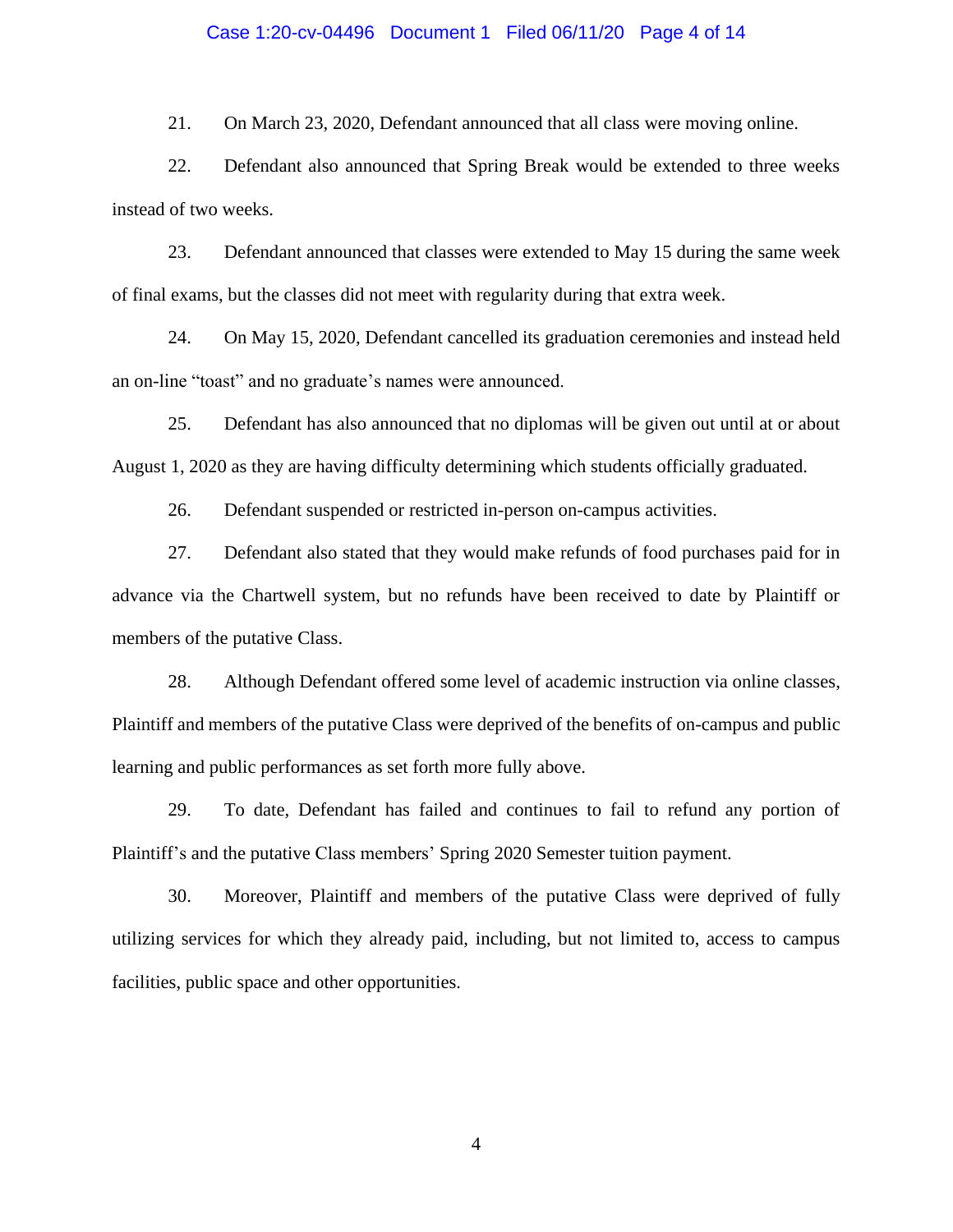21. On March 23, 2020, Defendant announced that all class were moving online.

22. Defendant also announced that Spring Break would be extended to three weeks instead of two weeks.

23. Defendant announced that classes were extended to May 15 during the same week of final exams, but the classes did not meet with regularity during that extra week.

24. On May 15, 2020, Defendant cancelled its graduation ceremonies and instead held an on-line "toast" and no graduate's names were announced.

25. Defendant has also announced that no diplomas will be given out until at or about August 1, 2020 as they are having difficulty determining which students officially graduated.

26. Defendant suspended or restricted in-person on-campus activities.

27. Defendant also stated that they would make refunds of food purchases paid for in advance via the Chartwell system, but no refunds have been received to date by Plaintiff or members of the putative Class.

28. Although Defendant offered some level of academic instruction via online classes, Plaintiff and members of the putative Class were deprived of the benefits of on-campus and public learning and public performances as set forth more fully above.

29. To date, Defendant has failed and continues to fail to refund any portion of Plaintiff's and the putative Class members' Spring 2020 Semester tuition payment.

30. Moreover, Plaintiff and members of the putative Class were deprived of fully utilizing services for which they already paid, including, but not limited to, access to campus facilities, public space and other opportunities.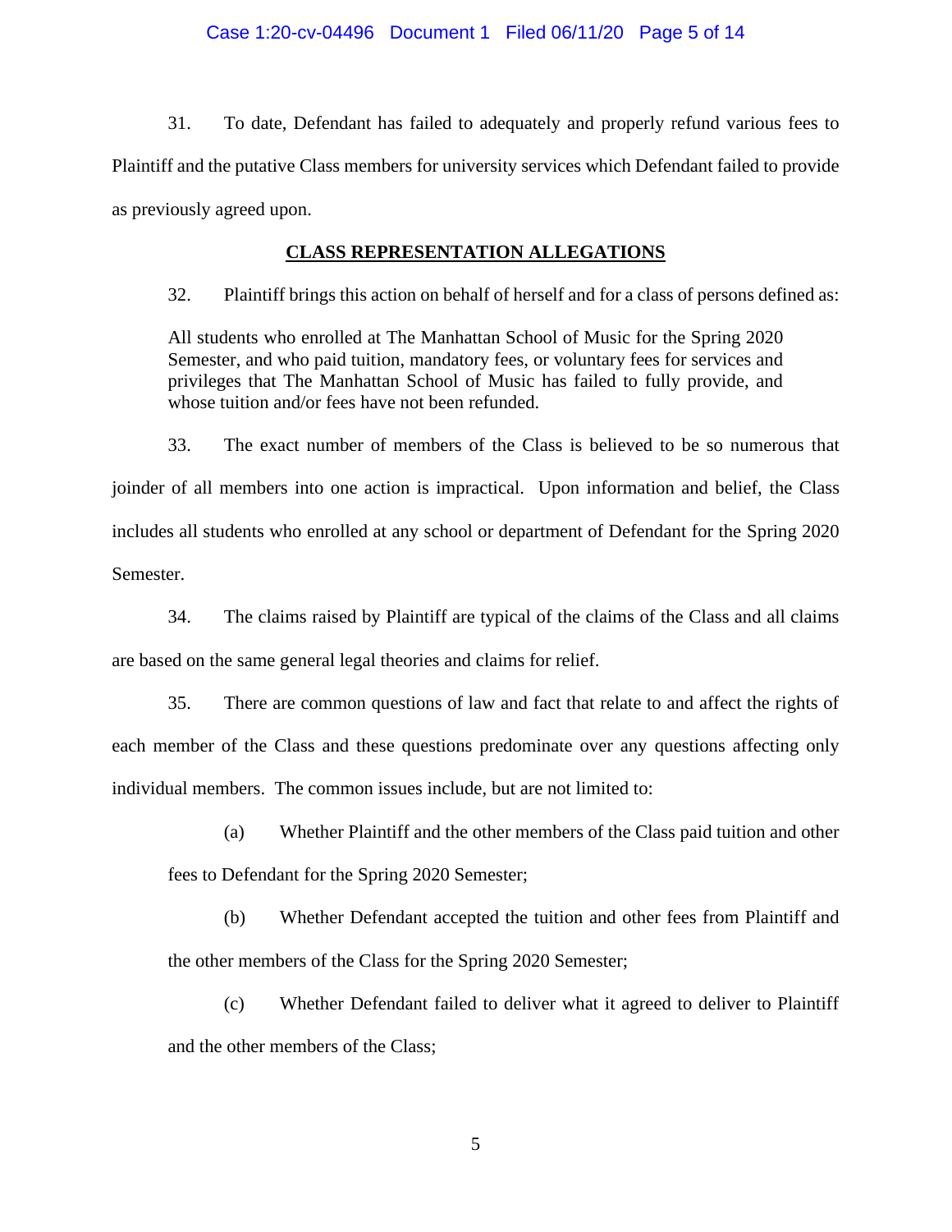31. To date, Defendant has failed to adequately and properly refund various fees to Plaintiff and the putative Class members for university services which Defendant failed to provide as previously agreed upon.

## CLASS REPRESENTATION ALLEGATIONS

32. Plaintiff brings this action on behalf of herself and for a class of persons defined as:

> All students who enrolled at The Manhattan School of Music for the Spring 2020 Semester, and who paid tuition, mandatory fees, or voluntary fees for services and privileges that The Manhattan School of Music has failed to fully provide, and whose tuition and/or fees have not been refunded.

33. The exact number of members of the Class is believed to be so numerous that joinder of all members into one action is impractical. Upon information and belief, the Class includes all students who enrolled at any school or department of Defendant for the Spring 2020 Semester.

34. The claims raised by Plaintiff are typical of the claims of the Class and all claims are based on the same general legal theories and claims for relief.

35. There are common questions of law and fact that relate to and affect the rights of each member of the Class and these questions predominate over any questions affecting only individual members. The common issues include, but are not limited to:

(a) Whether Plaintiff and the other members of the Class paid tuition and other fees to Defendant for the Spring 2020 Semester;

(b) Whether Defendant accepted the tuition and other fees from Plaintiff and the other members of the Class for the Spring 2020 Semester;

(c) Whether Defendant failed to deliver what it agreed to deliver to Plaintiff and the other members of the Class;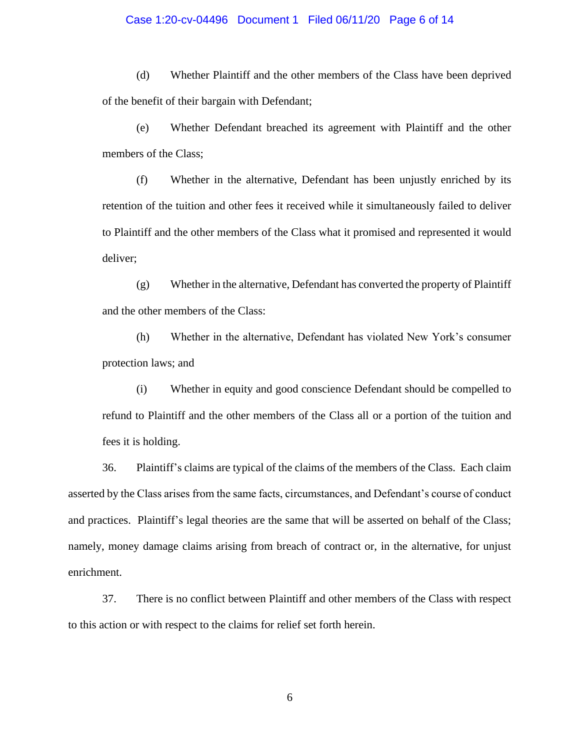(d) Whether Plaintiff and the other members of the Class have been deprived of the benefit of their bargain with Defendant;

(e) Whether Defendant breached its agreement with Plaintiff and the other members of the Class;

(f) Whether in the alternative, Defendant has been unjustly enriched by its retention of the tuition and other fees it received while it simultaneously failed to deliver to Plaintiff and the other members of the Class what it promised and represented it would deliver;

(g) Whether in the alternative, Defendant has converted the property of Plaintiff and the other members of the Class:

(h) Whether in the alternative, Defendant has violated New York's consumer protection laws; and

(i) Whether in equity and good conscience Defendant should be compelled to refund to Plaintiff and the other members of the Class all or a portion of the tuition and fees it is holding.

36. Plaintiff's claims are typical of the claims of the members of the Class. Each claim asserted by the Class arises from the same facts, circumstances, and Defendant's course of conduct and practices. Plaintiff's legal theories are the same that will be asserted on behalf of the Class; namely, money damage claims arising from breach of contract or, in the alternative, for unjust enrichment.

37. There is no conflict between Plaintiff and other members of the Class with respect to this action or with respect to the claims for relief set forth herein.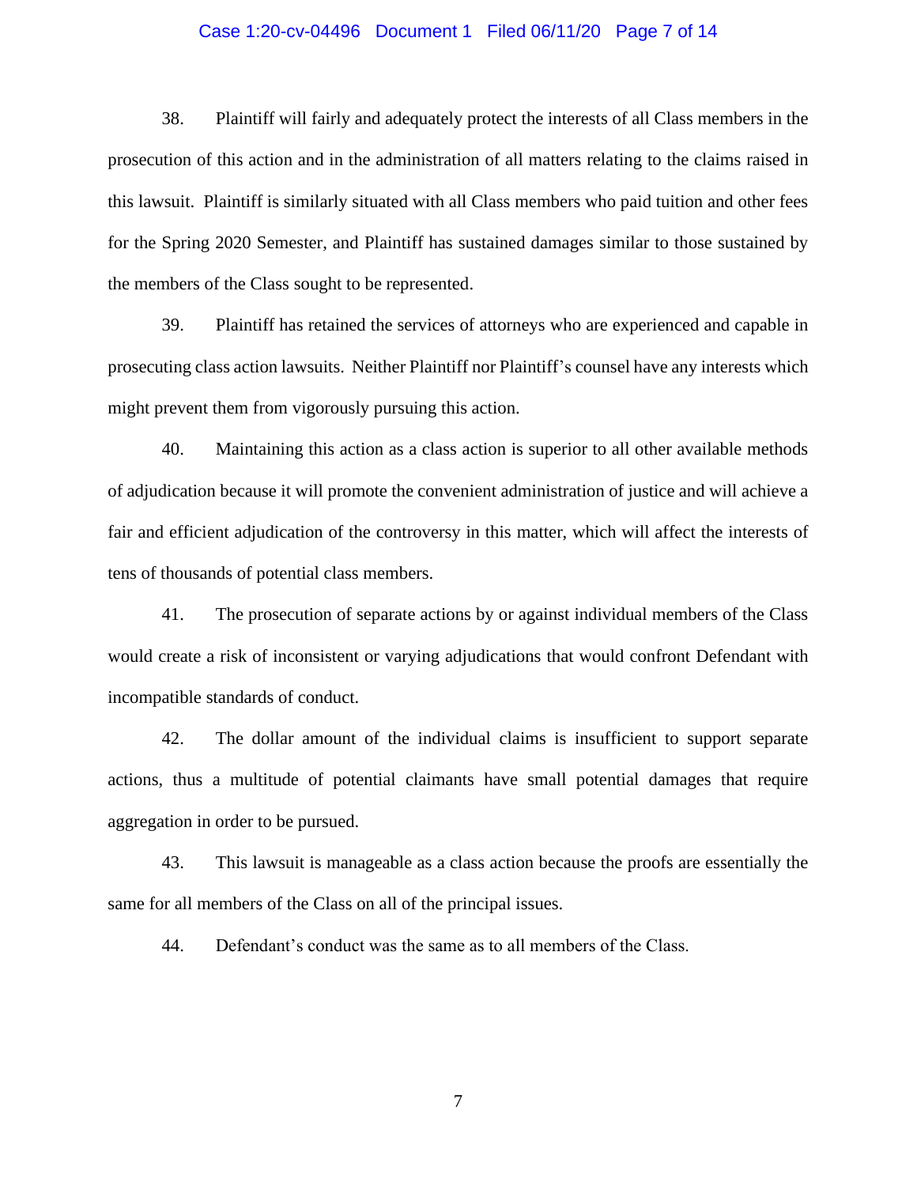38. Plaintiff will fairly and adequately protect the interests of all Class members in the prosecution of this action and in the administration of all matters relating to the claims raised in this lawsuit. Plaintiff is similarly situated with all Class members who paid tuition and other fees for the Spring 2020 Semester, and Plaintiff has sustained damages similar to those sustained by the members of the Class sought to be represented.

39. Plaintiff has retained the services of attorneys who are experienced and capable in prosecuting class action lawsuits. Neither Plaintiff nor Plaintiff's counsel have any interests which might prevent them from vigorously pursuing this action.

40. Maintaining this action as a class action is superior to all other available methods of adjudication because it will promote the convenient administration of justice and will achieve a fair and efficient adjudication of the controversy in this matter, which will affect the interests of tens of thousands of potential class members.

41. The prosecution of separate actions by or against individual members of the Class would create a risk of inconsistent or varying adjudications that would confront Defendant with incompatible standards of conduct.

42. The dollar amount of the individual claims is insufficient to support separate actions, thus a multitude of potential claimants have small potential damages that require aggregation in order to be pursued.

43. This lawsuit is manageable as a class action because the proofs are essentially the same for all members of the Class on all of the principal issues.

44. Defendant's conduct was the same as to all members of the Class.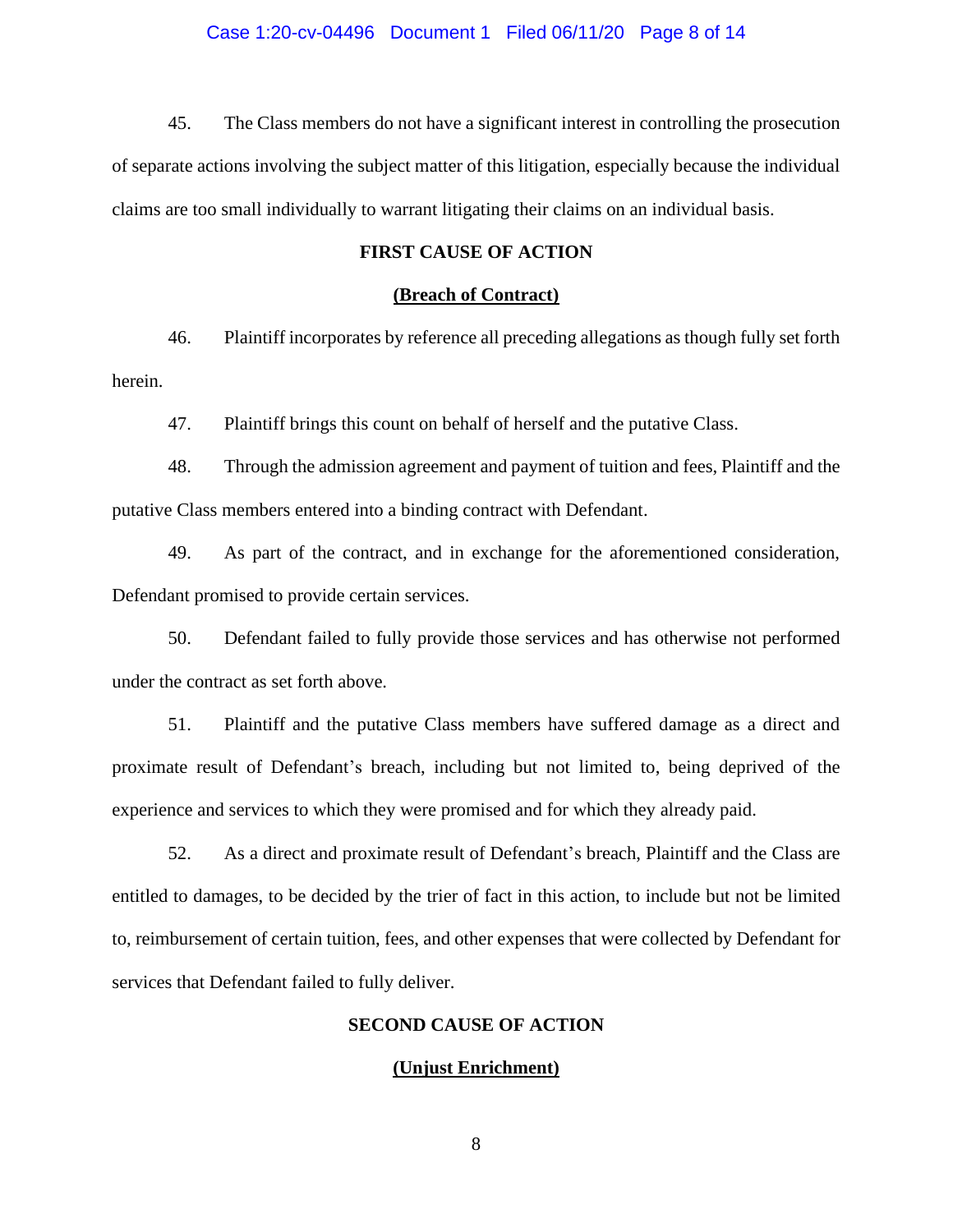45. The Class members do not have a significant interest in controlling the prosecution of separate actions involving the subject matter of this litigation, especially because the individual claims are too small individually to warrant litigating their claims on an individual basis.

**FIRST CAUSE OF ACTION**

**(Breach of Contract)**

46. Plaintiff incorporates by reference all preceding allegations as though fully set forth herein.

47. Plaintiff brings this count on behalf of herself and the putative Class.

48. Through the admission agreement and payment of tuition and fees, Plaintiff and the putative Class members entered into a binding contract with Defendant.

49. As part of the contract, and in exchange for the aforementioned consideration, Defendant promised to provide certain services.

50. Defendant failed to fully provide those services and has otherwise not performed under the contract as set forth above.

51. Plaintiff and the putative Class members have suffered damage as a direct and proximate result of Defendant's breach, including but not limited to, being deprived of the experience and services to which they were promised and for which they already paid.

52. As a direct and proximate result of Defendant's breach, Plaintiff and the Class are entitled to damages, to be decided by the trier of fact in this action, to include but not be limited to, reimbursement of certain tuition, fees, and other expenses that were collected by Defendant for services that Defendant failed to fully deliver.

**SECOND CAUSE OF ACTION**

**(Unjust Enrichment)**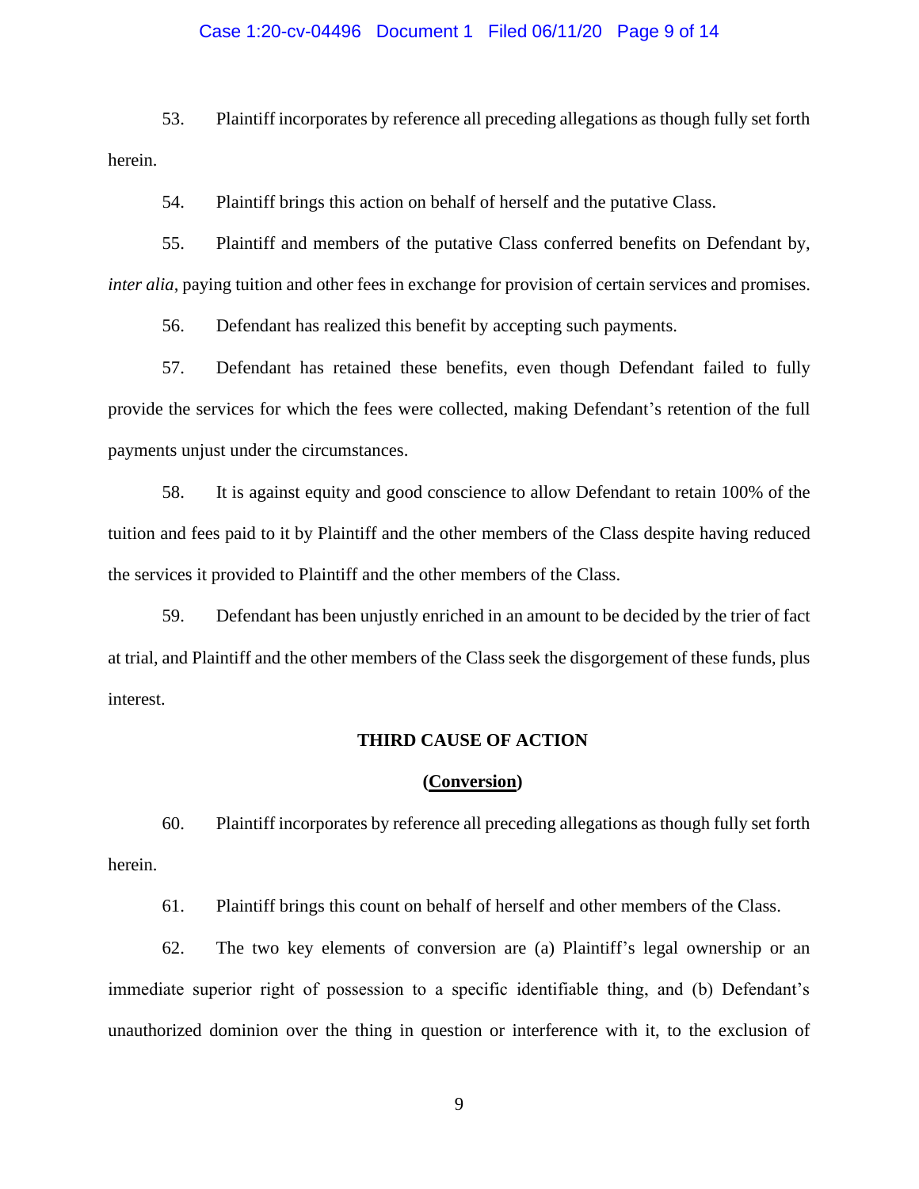53. Plaintiff incorporates by reference all preceding allegations as though fully set forth herein.

54. Plaintiff brings this action on behalf of herself and the putative Class.

55. Plaintiff and members of the putative Class conferred benefits on Defendant by, *inter alia*, paying tuition and other fees in exchange for provision of certain services and promises.

56. Defendant has realized this benefit by accepting such payments.

57. Defendant has retained these benefits, even though Defendant failed to fully provide the services for which the fees were collected, making Defendant's retention of the full payments unjust under the circumstances.

58. It is against equity and good conscience to allow Defendant to retain 100% of the tuition and fees paid to it by Plaintiff and the other members of the Class despite having reduced the services it provided to Plaintiff and the other members of the Class.

59. Defendant has been unjustly enriched in an amount to be decided by the trier of fact at trial, and Plaintiff and the other members of the Class seek the disgorgement of these funds, plus interest.

**THIRD CAUSE OF ACTION**

**(Conversion)**

60. Plaintiff incorporates by reference all preceding allegations as though fully set forth herein.

61. Plaintiff brings this count on behalf of herself and other members of the Class.

62. The two key elements of conversion are (a) Plaintiff's legal ownership or an immediate superior right of possession to a specific identifiable thing, and (b) Defendant's unauthorized dominion over the thing in question or interference with it, to the exclusion of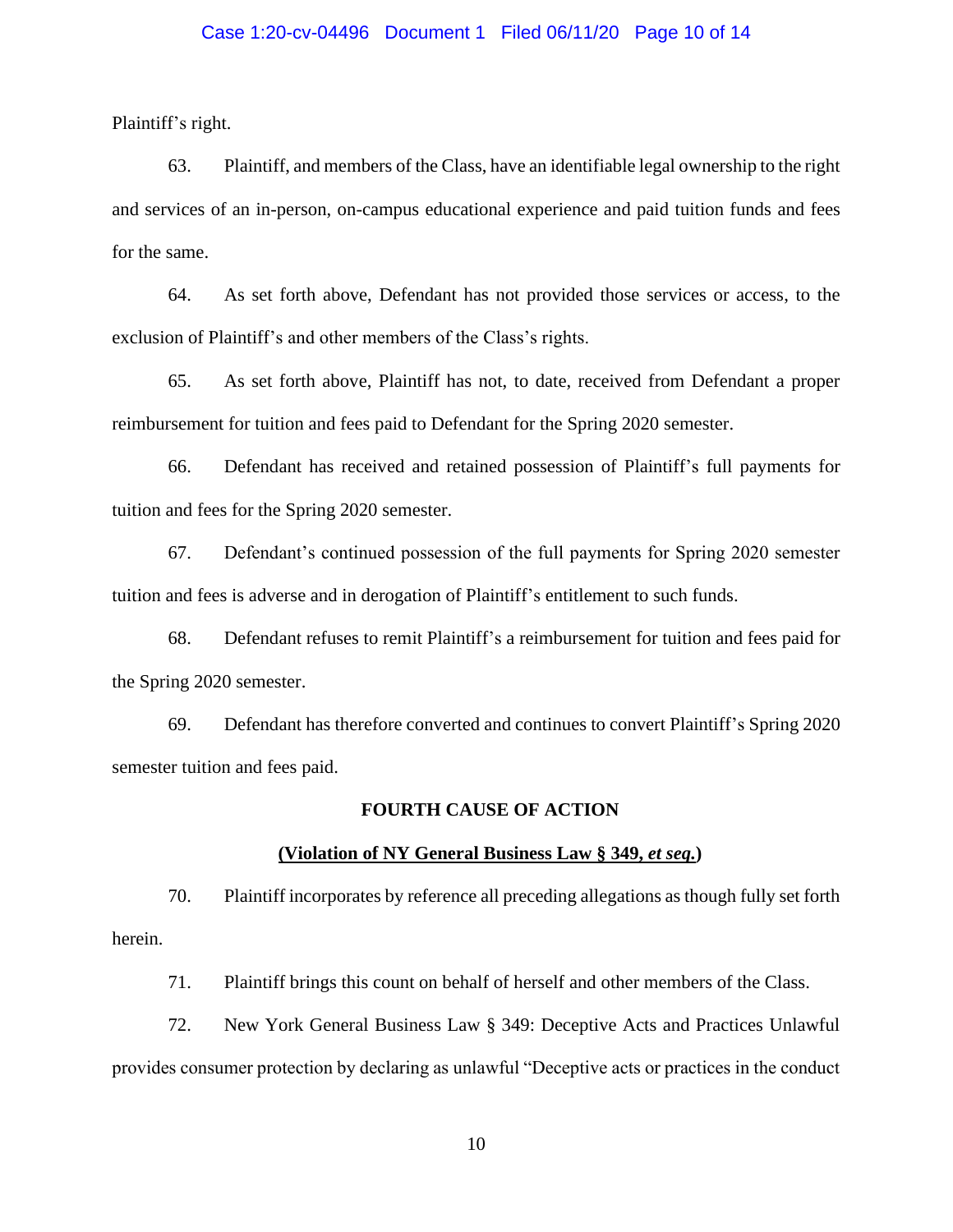Plaintiff's right.

63. Plaintiff, and members of the Class, have an identifiable legal ownership to the right and services of an in-person, on-campus educational experience and paid tuition funds and fees for the same.

64. As set forth above, Defendant has not provided those services or access, to the exclusion of Plaintiff's and other members of the Class's rights.

65. As set forth above, Plaintiff has not, to date, received from Defendant a proper reimbursement for tuition and fees paid to Defendant for the Spring 2020 semester.

66. Defendant has received and retained possession of Plaintiff's full payments for tuition and fees for the Spring 2020 semester.

67. Defendant's continued possession of the full payments for Spring 2020 semester tuition and fees is adverse and in derogation of Plaintiff's entitlement to such funds.

68. Defendant refuses to remit Plaintiff's a reimbursement for tuition and fees paid for the Spring 2020 semester.

69. Defendant has therefore converted and continues to convert Plaintiff's Spring 2020 semester tuition and fees paid.

**FOURTH CAUSE OF ACTION**

**(<u>Violation of NY General Business Law § 349, *et seq.*</u>)**

70. Plaintiff incorporates by reference all preceding allegations as though fully set forth herein.

71. Plaintiff brings this count on behalf of herself and other members of the Class.

72. New York General Business Law § 349: Deceptive Acts and Practices Unlawful provides consumer protection by declaring as unlawful "Deceptive acts or practices in the conduct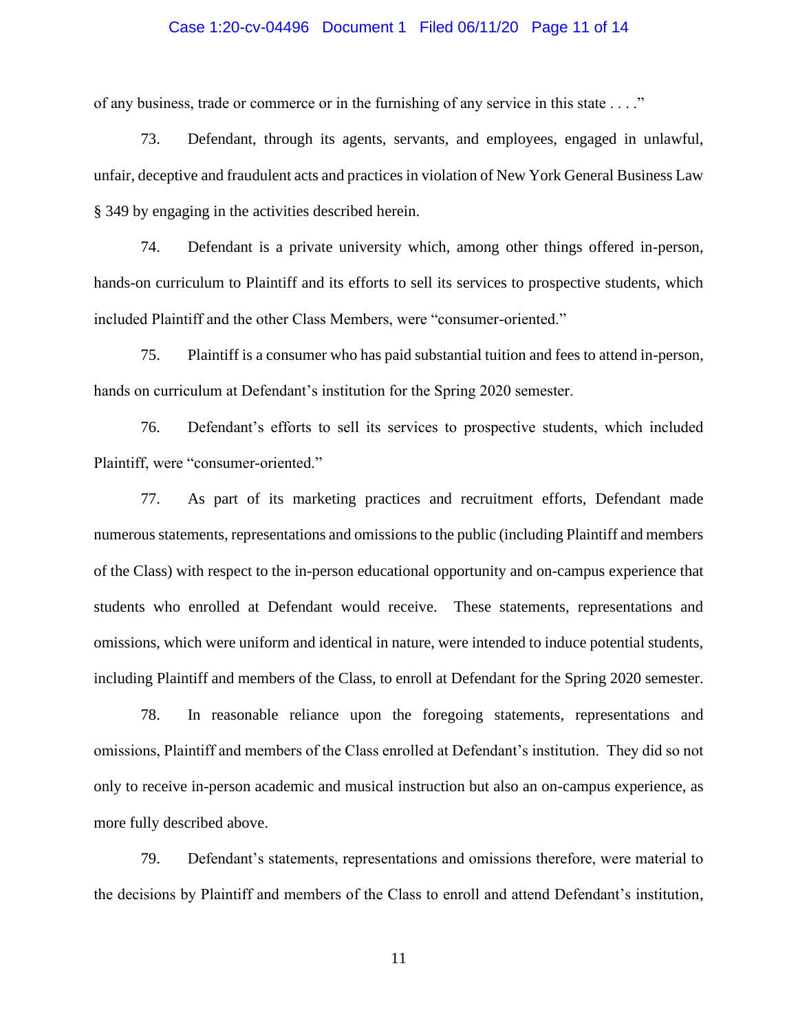of any business, trade or commerce or in the furnishing of any service in this state . . . ."

73. Defendant, through its agents, servants, and employees, engaged in unlawful, unfair, deceptive and fraudulent acts and practices in violation of New York General Business Law § 349 by engaging in the activities described herein.

74. Defendant is a private university which, among other things offered in-person, hands-on curriculum to Plaintiff and its efforts to sell its services to prospective students, which included Plaintiff and the other Class Members, were "consumer-oriented."

75. Plaintiff is a consumer who has paid substantial tuition and fees to attend in-person, hands on curriculum at Defendant's institution for the Spring 2020 semester.

76. Defendant's efforts to sell its services to prospective students, which included Plaintiff, were "consumer-oriented."

77. As part of its marketing practices and recruitment efforts, Defendant made numerous statements, representations and omissions to the public (including Plaintiff and members of the Class) with respect to the in-person educational opportunity and on-campus experience that students who enrolled at Defendant would receive. These statements, representations and omissions, which were uniform and identical in nature, were intended to induce potential students, including Plaintiff and members of the Class, to enroll at Defendant for the Spring 2020 semester.

78. In reasonable reliance upon the foregoing statements, representations and omissions, Plaintiff and members of the Class enrolled at Defendant's institution. They did so not only to receive in-person academic and musical instruction but also an on-campus experience, as more fully described above.

79. Defendant's statements, representations and omissions therefore, were material to the decisions by Plaintiff and members of the Class to enroll and attend Defendant's institution,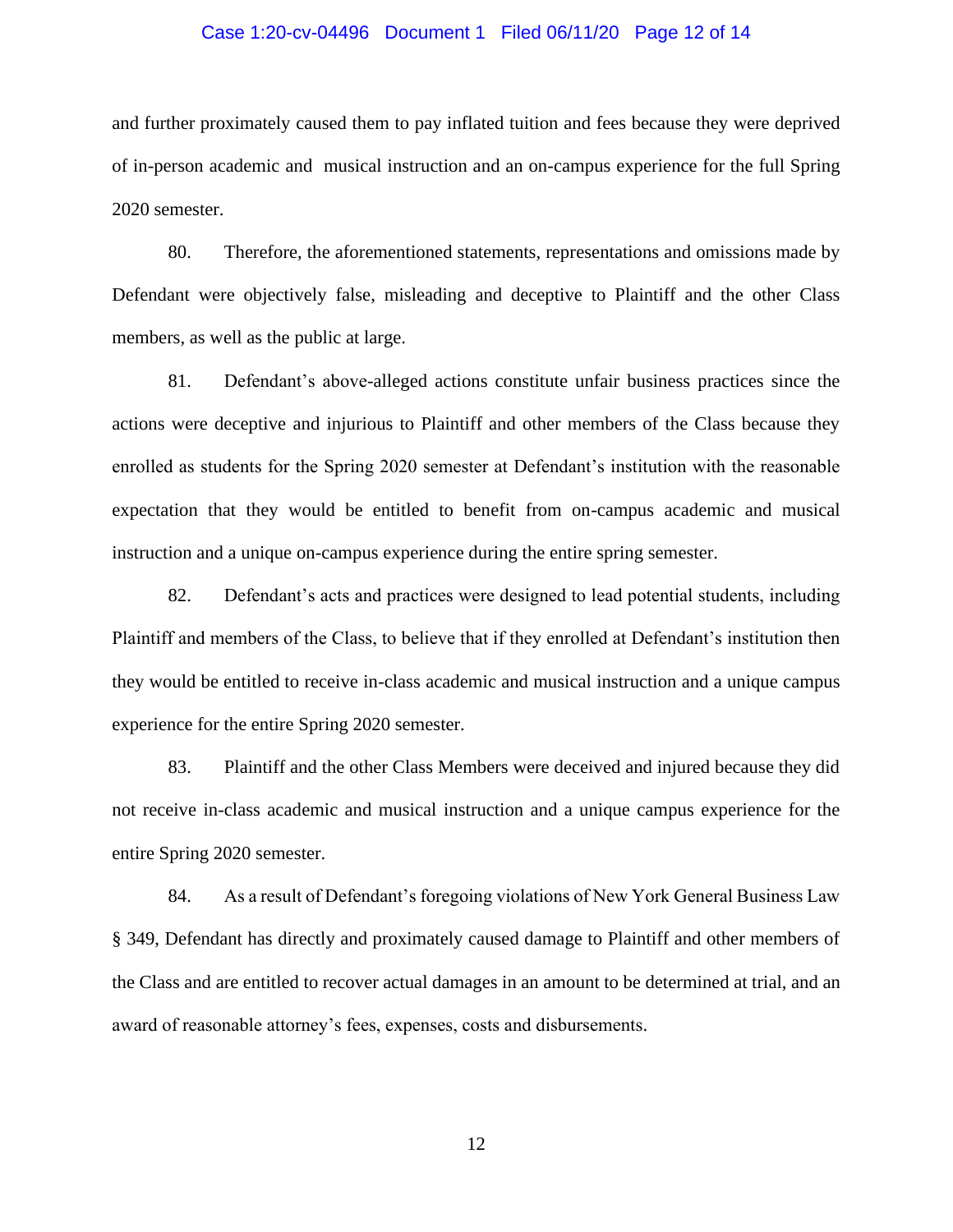and further proximately caused them to pay inflated tuition and fees because they were deprived of in-person academic and musical instruction and an on-campus experience for the full Spring 2020 semester.

80. Therefore, the aforementioned statements, representations and omissions made by Defendant were objectively false, misleading and deceptive to Plaintiff and the other Class members, as well as the public at large.

81. Defendant's above-alleged actions constitute unfair business practices since the actions were deceptive and injurious to Plaintiff and other members of the Class because they enrolled as students for the Spring 2020 semester at Defendant's institution with the reasonable expectation that they would be entitled to benefit from on-campus academic and musical instruction and a unique on-campus experience during the entire spring semester.

82. Defendant's acts and practices were designed to lead potential students, including Plaintiff and members of the Class, to believe that if they enrolled at Defendant's institution then they would be entitled to receive in-class academic and musical instruction and a unique campus experience for the entire Spring 2020 semester.

83. Plaintiff and the other Class Members were deceived and injured because they did not receive in-class academic and musical instruction and a unique campus experience for the entire Spring 2020 semester.

84. As a result of Defendant's foregoing violations of New York General Business Law § 349, Defendant has directly and proximately caused damage to Plaintiff and other members of the Class and are entitled to recover actual damages in an amount to be determined at trial, and an award of reasonable attorney's fees, expenses, costs and disbursements.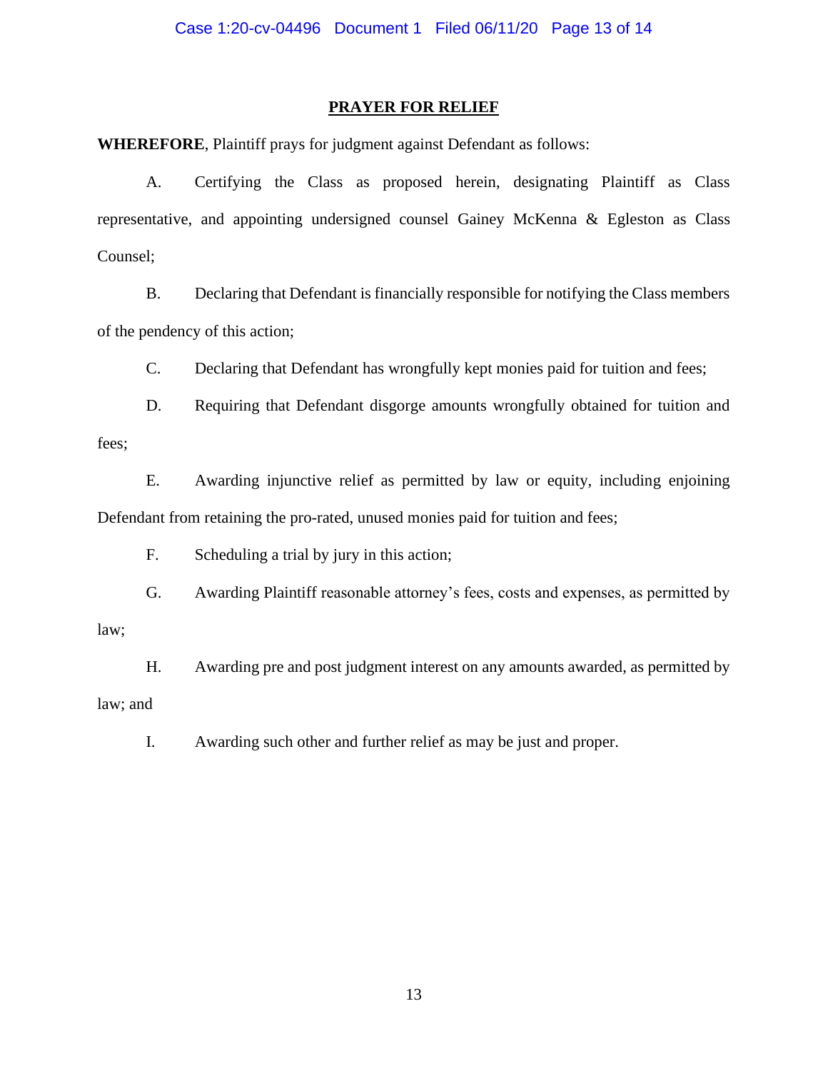## PRAYER FOR RELIEF

**WHEREFORE**, Plaintiff prays for judgment against Defendant as follows:

A. Certifying the Class as proposed herein, designating Plaintiff as Class representative, and appointing undersigned counsel Gainey McKenna & Egleston as Class Counsel;

B. Declaring that Defendant is financially responsible for notifying the Class members of the pendency of this action;

C. Declaring that Defendant has wrongfully kept monies paid for tuition and fees;

D. Requiring that Defendant disgorge amounts wrongfully obtained for tuition and fees;

E. Awarding injunctive relief as permitted by law or equity, including enjoining Defendant from retaining the pro-rated, unused monies paid for tuition and fees;

F. Scheduling a trial by jury in this action;

G. Awarding Plaintiff reasonable attorney's fees, costs and expenses, as permitted by law;

H. Awarding pre and post judgment interest on any amounts awarded, as permitted by law; and

I. Awarding such other and further relief as may be just and proper.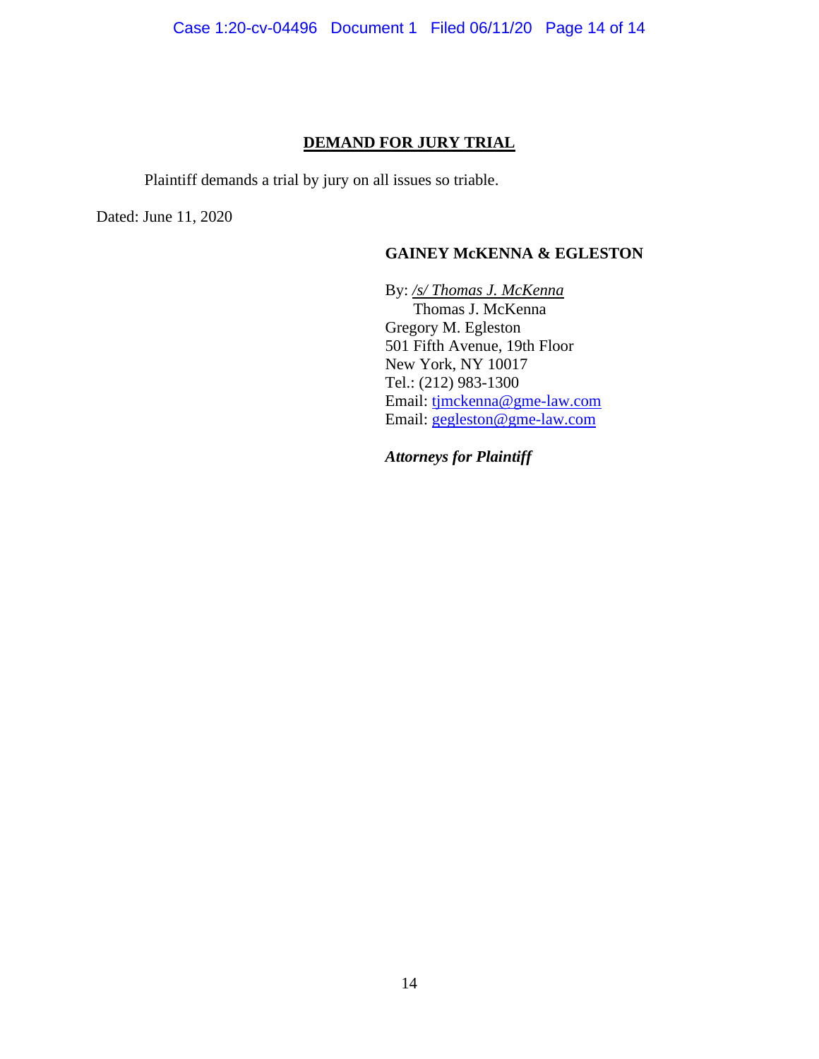## DEMAND FOR JURY TRIAL

Plaintiff demands a trial by jury on all issues so triable.

Dated: June 11, 2020

**GAINEY McKENNA & EGLESTON**

By: */s/ Thomas J. McKenna*
Thomas J. McKenna
Gregory M. Egleston
501 Fifth Avenue, 19th Floor
New York, NY 10017
Tel.: (212) 983-1300
Email: tjmckenna@gme-law.com
Email: gegleston@gme-law.com

***Attorneys for Plaintiff***